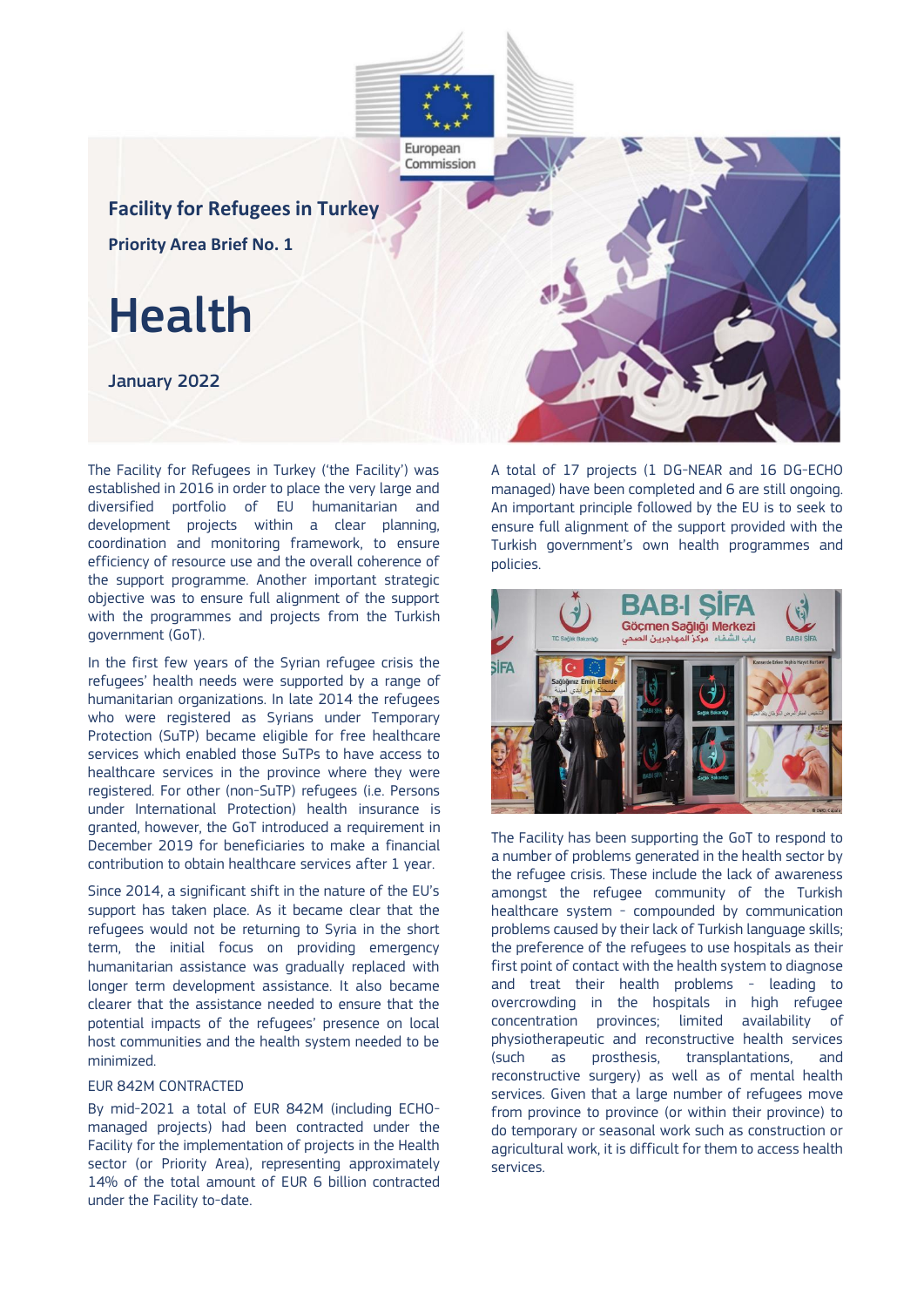European Commission

**Facility for Refugees in Turkey**

**Priority Area Brief No. 1**

# Health

**January 2022**

The Facility for Refugees in Turkey ('the Facility') was established in 2016 in order to place the very large and diversified portfolio of EU humanitarian and development projects within a clear planning, coordination and monitoring framework, to ensure efficiency of resource use and the overall coherence of the support programme. Another important strategic objective was to ensure full alignment of the support with the programmes and projects from the Turkish government (GoT).

In the first few years of the Syrian refugee crisis the refugees' health needs were supported by a range of humanitarian organizations. In late 2014 the refugees who were registered as Syrians under Temporary Protection (SuTP) became eligible for free healthcare services which enabled those SuTPs to have access to healthcare services in the province where they were registered. For other (non-SuTP) refugees (i.e. Persons under International Protection) health insurance is granted, however, the GoT introduced a requirement in December 2019 for beneficiaries to make a financial contribution to obtain healthcare services after 1 year.

Since 2014, a significant shift in the nature of the EU's support has taken place. As it became clear that the refugees would not be returning to Syria in the short term, the initial focus on providing emergency humanitarian assistance was gradually replaced with longer term development assistance. It also became clearer that the assistance needed to ensure that the potential impacts of the refugees' presence on local host communities and the health system needed to be minimized.

## EUR 842M CONTRACTED

By mid-2021 a total of EUR 842M (including ECHO-managed projects) had been contracted under the Facility for the implementation of projects in the Health sector (or Priority Area), representing approximately 14% of the total amount of EUR 6 billion contracted under the Facility to-date.

A total of 17 projects (1 DG-NEAR and 16 DG-ECHO managed) have been completed and 6 are still ongoing. An important principle followed by the EU is to seek to ensure full alignment of the support provided with the Turkish government's own health programmes and policies.

The Facility has been supporting the GoT to respond to a number of problems generated in the health sector by the refugee crisis. These include the lack of awareness amongst the refugee community of the Turkish healthcare system - compounded by communication problems caused by their lack of Turkish language skills; the preference of the refugees to use hospitals as their first point of contact with the health system to diagnose and treat their health problems - leading to overcrowding in the hospitals in high refugee concentration provinces; limited availability of physiotherapeutic and reconstructive health services (such as prosthesis, transplantations, and reconstructive surgery) as well as of mental health services. Given that a large number of refugees move from province to province (or within their province) to do temporary or seasonal work such as construction or agricultural work, it is difficult for them to access health services.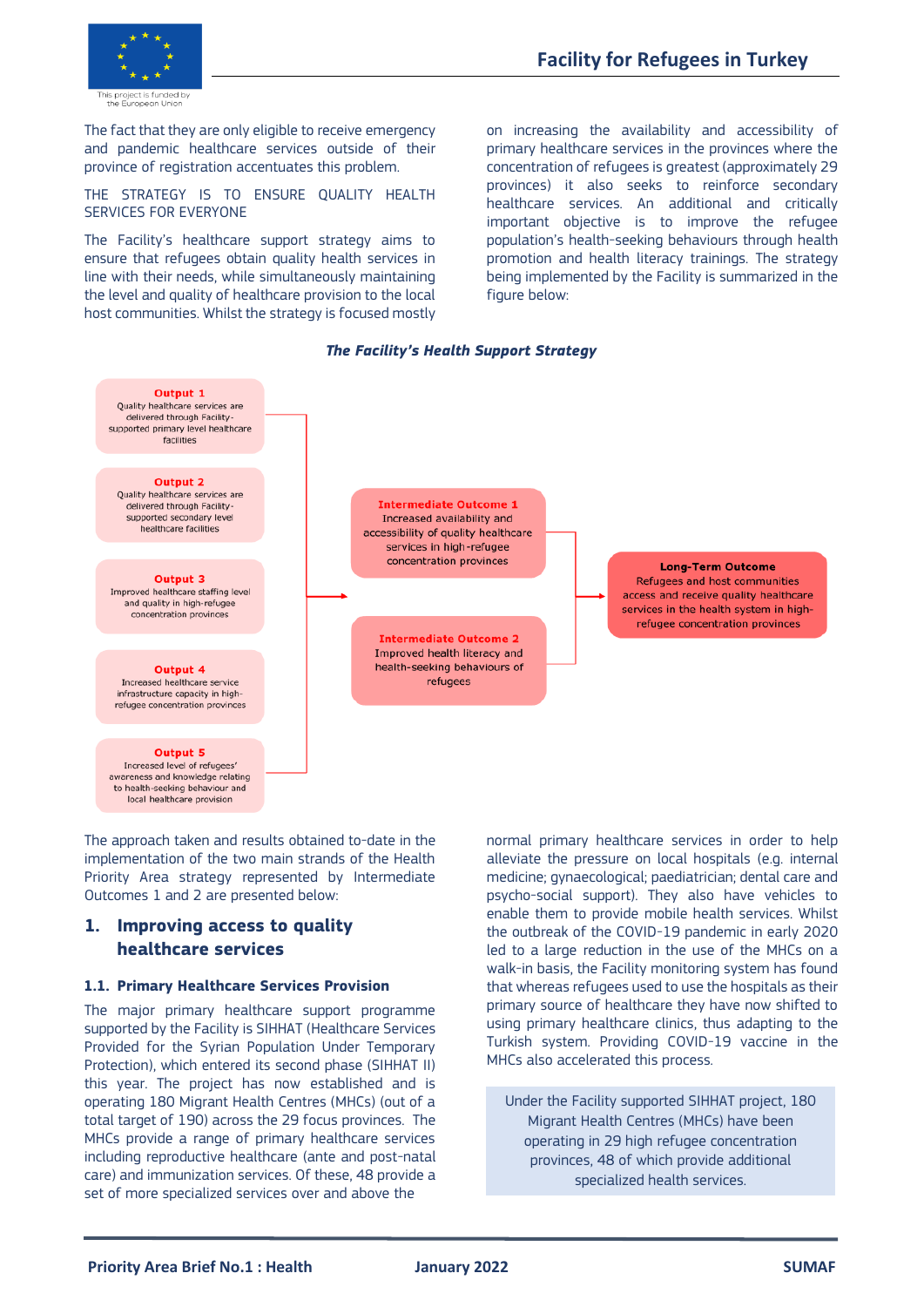The fact that they are only eligible to receive emergency and pandemic healthcare services outside of their province of registration accentuates this problem.

THE STRATEGY IS TO ENSURE QUALITY HEALTH SERVICES FOR EVERYONE

The Facility's healthcare support strategy aims to ensure that refugees obtain quality health services in line with their needs, while simultaneously maintaining the level and quality of healthcare provision to the local host communities. Whilst the strategy is focused mostly on increasing the availability and accessibility of primary healthcare services in the provinces where the concentration of refugees is greatest (approximately 29 provinces) it also seeks to reinforce secondary healthcare services. An additional and critically important objective is to improve the refugee population's health-seeking behaviours through health promotion and health literacy trainings. The strategy being implemented by the Facility is summarized in the figure below:

***The Facility's Health Support Strategy***

**Output 1**
Quality healthcare services are delivered through Facility-supported primary level healthcare facilities

**Output 2**
Quality healthcare services are delivered through Facility-supported secondary level healthcare facilities

**Output 3**
Improved healthcare staffing level and quality in high-refugee concentration provinces

**Output 4**
Increased healthcare service infrastructure capacity in high-refugee concentration provinces

**Output 5**
Increased level of refugees' awareness and knowledge relating to health-seeking behaviour and local healthcare provision

**Intermediate Outcome 1**
Increased availability and accessibility of quality healthcare services in high-refugee concentration provinces

**Intermediate Outcome 2**
Improved health literacy and health-seeking behaviours of refugees

**Long-Term Outcome**
Refugees and host communities access and receive quality healthcare services in the health system in high-refugee concentration provinces

The approach taken and results obtained to-date in the implementation of the two main strands of the Health Priority Area strategy represented by Intermediate Outcomes 1 and 2 are presented below:

## 1. Improving access to quality healthcare services

### 1.1. Primary Healthcare Services Provision

The major primary healthcare support programme supported by the Facility is SIHHAT (Healthcare Services Provided for the Syrian Population Under Temporary Protection), which entered its second phase (SIHHAT II) this year. The project has now established and is operating 180 Migrant Health Centres (MHCs) (out of a total target of 190) across the 29 focus provinces. The MHCs provide a range of primary healthcare services including reproductive healthcare (ante and post-natal care) and immunization services. Of these, 48 provide a set of more specialized services over and above the normal primary healthcare services in order to help alleviate the pressure on local hospitals (e.g. internal medicine; gynaecological; paediatrician; dental care and psycho-social support). They also have vehicles to enable them to provide mobile health services. Whilst the outbreak of the COVID-19 pandemic in early 2020 led to a large reduction in the use of the MHCs on a walk-in basis, the Facility monitoring system has found that whereas refugees used to use the hospitals as their primary source of healthcare they have now shifted to using primary healthcare clinics, thus adapting to the Turkish system. Providing COVID-19 vaccine in the MHCs also accelerated this process.

Under the Facility supported SIHHAT project, 180 Migrant Health Centres (MHCs) have been operating in 29 high refugee concentration provinces, 48 of which provide additional specialized health services.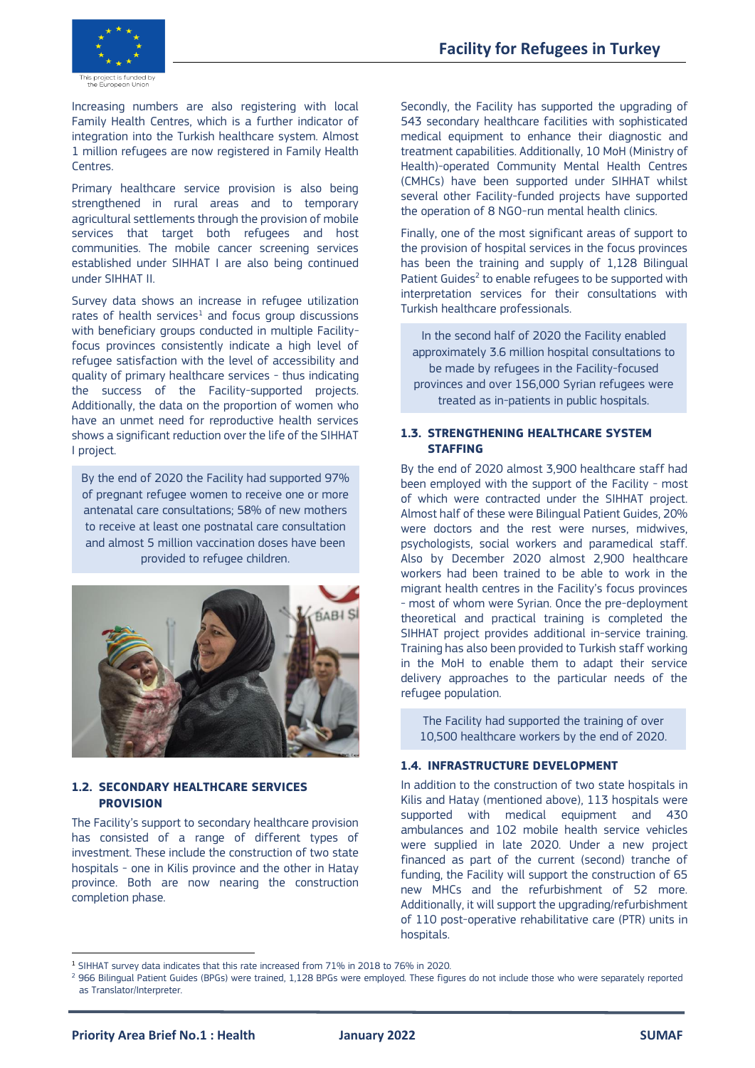Increasing numbers are also registering with local Family Health Centres, which is a further indicator of integration into the Turkish healthcare system. Almost 1 million refugees are now registered in Family Health Centres.

Primary healthcare service provision is also being strengthened in rural areas and to temporary agricultural settlements through the provision of mobile services that target both refugees and host communities. The mobile cancer screening services established under SIHHAT I are also being continued under SIHHAT II.

Survey data shows an increase in refugee utilization rates of health services[1] and focus group discussions with beneficiary groups conducted in multiple Facility-focus provinces consistently indicate a high level of refugee satisfaction with the level of accessibility and quality of primary healthcare services - thus indicating the success of the Facility-supported projects. Additionally, the data on the proportion of women who have an unmet need for reproductive health services shows a significant reduction over the life of the SIHHAT I project.

> By the end of 2020 the Facility had supported 97% of pregnant refugee women to receive one or more antenatal care consultations; 58% of new mothers to receive at least one postnatal care consultation and almost 5 million vaccination doses have been provided to refugee children.

### 1.2. SECONDARY HEALTHCARE SERVICES PROVISION

The Facility's support to secondary healthcare provision has consisted of a range of different types of investment. These include the construction of two state hospitals - one in Kilis province and the other in Hatay province. Both are now nearing the construction completion phase.

Secondly, the Facility has supported the upgrading of 543 secondary healthcare facilities with sophisticated medical equipment to enhance their diagnostic and treatment capabilities. Additionally, 10 MoH (Ministry of Health)-operated Community Mental Health Centres (CMHCs) have been supported under SIHHAT whilst several other Facility-funded projects have supported the operation of 8 NGO-run mental health clinics.

Finally, one of the most significant areas of support to the provision of hospital services in the focus provinces has been the training and supply of 1,128 Bilingual Patient Guides[2] to enable refugees to be supported with interpretation services for their consultations with Turkish healthcare professionals.

> In the second half of 2020 the Facility enabled approximately 3.6 million hospital consultations to be made by refugees in the Facility-focused provinces and over 156,000 Syrian refugees were treated as in-patients in public hospitals.

### 1.3. STRENGTHENING HEALTHCARE SYSTEM STAFFING

By the end of 2020 almost 3,900 healthcare staff had been employed with the support of the Facility - most of which were contracted under the SIHHAT project. Almost half of these were Bilingual Patient Guides, 20% were doctors and the rest were nurses, midwives, psychologists, social workers and paramedical staff. Also by December 2020 almost 2,900 healthcare workers had been trained to be able to work in the migrant health centres in the Facility's focus provinces - most of whom were Syrian. Once the pre-deployment theoretical and practical training is completed the SIHHAT project provides additional in-service training. Training has also been provided to Turkish staff working in the MoH to enable them to adapt their service delivery approaches to the particular needs of the refugee population.

> The Facility had supported the training of over 10,500 healthcare workers by the end of 2020.

### 1.4. INFRASTRUCTURE DEVELOPMENT

In addition to the construction of two state hospitals in Kilis and Hatay (mentioned above), 113 hospitals were supported with medical equipment and 430 ambulances and 102 mobile health service vehicles were supplied in late 2020. Under a new project financed as part of the current (second) tranche of funding, the Facility will support the construction of 65 new MHCs and the refurbishment of 52 more. Additionally, it will support the upgrading/refurbishment of 110 post-operative rehabilitative care (PTR) units in hospitals.

---

[1] SIHHAT survey data indicates that this rate increased from 71% in 2018 to 76% in 2020.

[2] 966 Bilingual Patient Guides (BPGs) were trained, 1,128 BPGs were employed. These figures do not include those who were separately reported as Translator/Interpreter.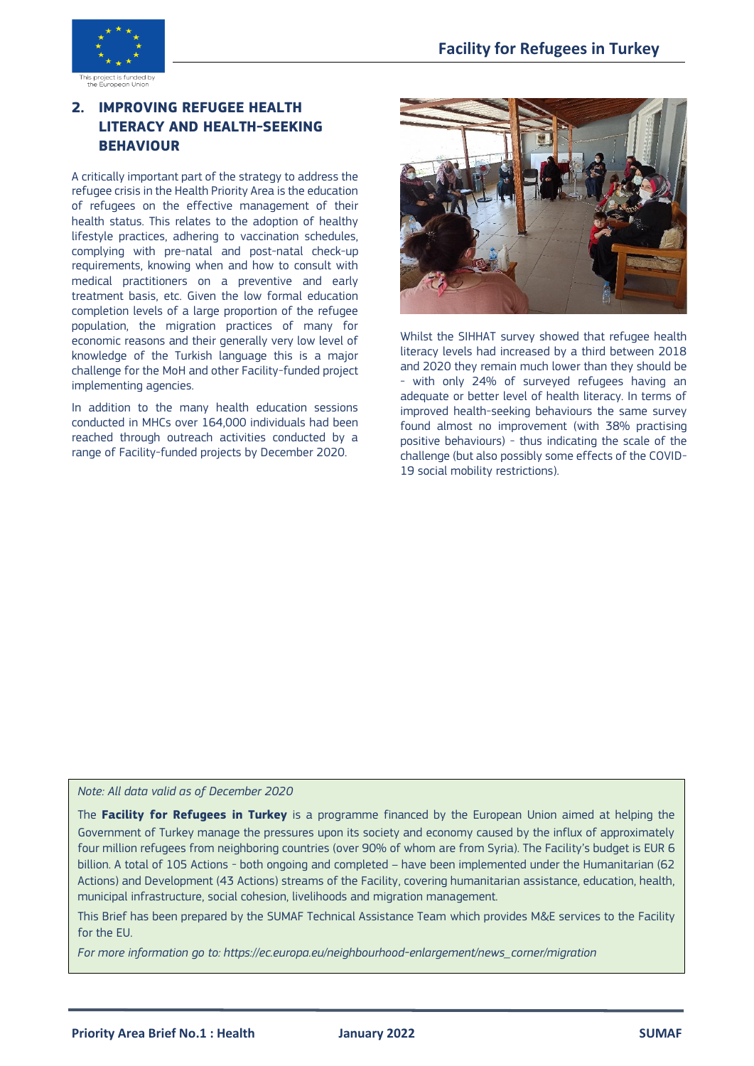## 2. IMPROVING REFUGEE HEALTH LITERACY AND HEALTH-SEEKING BEHAVIOUR

A critically important part of the strategy to address the refugee crisis in the Health Priority Area is the education of refugees on the effective management of their health status. This relates to the adoption of healthy lifestyle practices, adhering to vaccination schedules, complying with pre-natal and post-natal check-up requirements, knowing when and how to consult with medical practitioners on a preventive and early treatment basis, etc. Given the low formal education completion levels of a large proportion of the refugee population, the migration practices of many for economic reasons and their generally very low level of knowledge of the Turkish language this is a major challenge for the MoH and other Facility-funded project implementing agencies.

In addition to the many health education sessions conducted in MHCs over 164,000 individuals had been reached through outreach activities conducted by a range of Facility-funded projects by December 2020.

Whilst the SIHHAT survey showed that refugee health literacy levels had increased by a third between 2018 and 2020 they remain much lower than they should be - with only 24% of surveyed refugees having an adequate or better level of health literacy. In terms of improved health-seeking behaviours the same survey found almost no improvement (with 38% practising positive behaviours) - thus indicating the scale of the challenge (but also possibly some effects of the COVID-19 social mobility restrictions).

*Note: All data valid as of December 2020*

The **Facility for Refugees in Turkey** is a programme financed by the European Union aimed at helping the Government of Turkey manage the pressures upon its society and economy caused by the influx of approximately four million refugees from neighboring countries (over 90% of whom are from Syria). The Facility's budget is EUR 6 billion. A total of 105 Actions - both ongoing and completed – have been implemented under the Humanitarian (62 Actions) and Development (43 Actions) streams of the Facility, covering humanitarian assistance, education, health, municipal infrastructure, social cohesion, livelihoods and migration management.

This Brief has been prepared by the SUMAF Technical Assistance Team which provides M&E services to the Facility for the EU.

*For more information go to: https://ec.europa.eu/neighbourhood-enlargement/news_corner/migration*